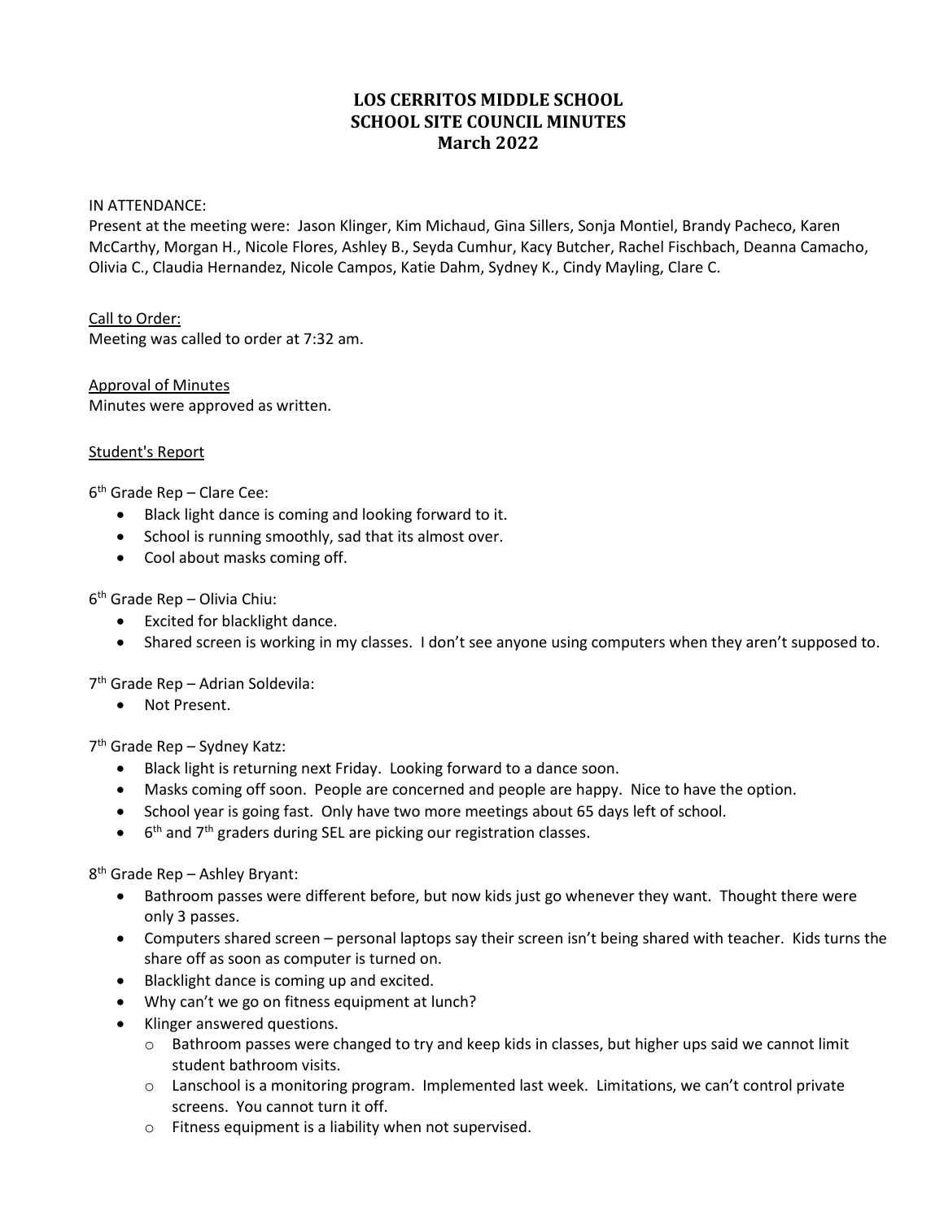# LOS CERRITOS MIDDLE SCHOOL
# SCHOOL SITE COUNCIL MINUTES
# March 2022

IN ATTENDANCE:
Present at the meeting were: Jason Klinger, Kim Michaud, Gina Sillers, Sonja Montiel, Brandy Pacheco, Karen McCarthy, Morgan H., Nicole Flores, Ashley B., Seyda Cumhur, Kacy Butcher, Rachel Fischbach, Deanna Camacho, Olivia C., Claudia Hernandez, Nicole Campos, Katie Dahm, Sydney K., Cindy Mayling, Clare C.

Call to Order:
Meeting was called to order at 7:32 am.

Approval of Minutes
Minutes were approved as written.

Student's Report

6th Grade Rep – Clare Cee:

- Black light dance is coming and looking forward to it.
- School is running smoothly, sad that its almost over.
- Cool about masks coming off.

6th Grade Rep – Olivia Chiu:

- Excited for blacklight dance.
- Shared screen is working in my classes. I don't see anyone using computers when they aren't supposed to.

7th Grade Rep – Adrian Soldevila:

- Not Present.

7th Grade Rep – Sydney Katz:

- Black light is returning next Friday. Looking forward to a dance soon.
- Masks coming off soon. People are concerned and people are happy. Nice to have the option.
- School year is going fast. Only have two more meetings about 65 days left of school.
- 6th and 7th graders during SEL are picking our registration classes.

8th Grade Rep – Ashley Bryant:

- Bathroom passes were different before, but now kids just go whenever they want. Thought there were only 3 passes.
- Computers shared screen – personal laptops say their screen isn't being shared with teacher. Kids turns the share off as soon as computer is turned on.
- Blacklight dance is coming up and excited.
- Why can't we go on fitness equipment at lunch?
- Klinger answered questions.
  - Bathroom passes were changed to try and keep kids in classes, but higher ups said we cannot limit student bathroom visits.
  - Lanschool is a monitoring program. Implemented last week. Limitations, we can't control private screens. You cannot turn it off.
  - Fitness equipment is a liability when not supervised.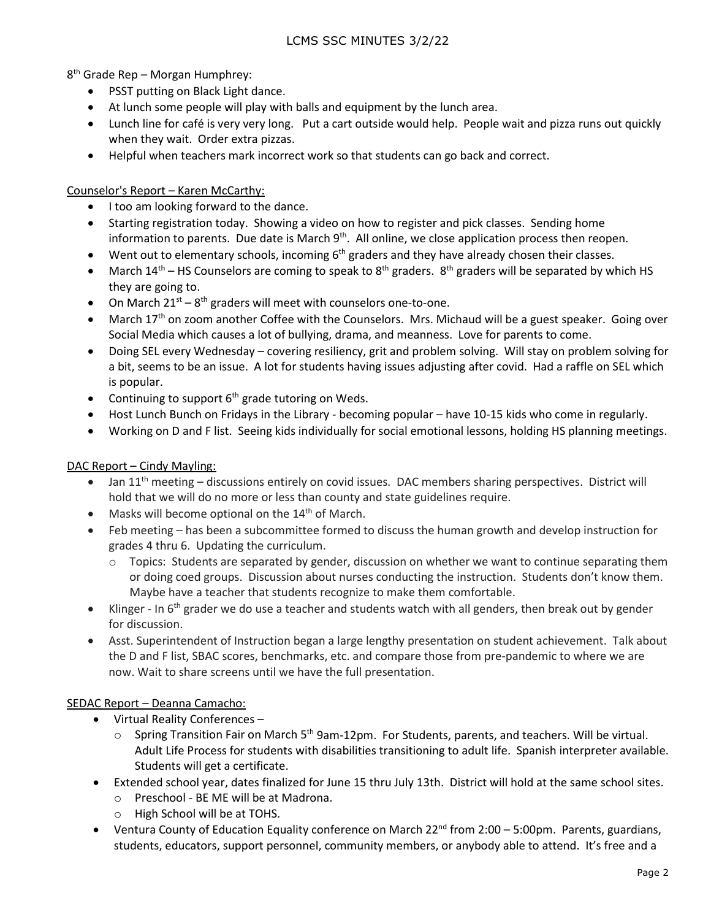8th Grade Rep – Morgan Humphrey:

- PSST putting on Black Light dance.
- At lunch some people will play with balls and equipment by the lunch area.
- Lunch line for café is very very long. Put a cart outside would help. People wait and pizza runs out quickly when they wait. Order extra pizzas.
- Helpful when teachers mark incorrect work so that students can go back and correct.

Counselor's Report – Karen McCarthy:

- I too am looking forward to the dance.
- Starting registration today. Showing a video on how to register and pick classes. Sending home information to parents. Due date is March 9th. All online, we close application process then reopen.
- Went out to elementary schools, incoming 6th graders and they have already chosen their classes.
- March 14th – HS Counselors are coming to speak to 8th graders. 8th graders will be separated by which HS they are going to.
- On March 21st – 8th graders will meet with counselors one-to-one.
- March 17th on zoom another Coffee with the Counselors. Mrs. Michaud will be a guest speaker. Going over Social Media which causes a lot of bullying, drama, and meanness. Love for parents to come.
- Doing SEL every Wednesday – covering resiliency, grit and problem solving. Will stay on problem solving for a bit, seems to be an issue. A lot for students having issues adjusting after covid. Had a raffle on SEL which is popular.
- Continuing to support 6th grade tutoring on Weds.
- Host Lunch Bunch on Fridays in the Library - becoming popular – have 10-15 kids who come in regularly.
- Working on D and F list. Seeing kids individually for social emotional lessons, holding HS planning meetings.

DAC Report – Cindy Mayling:

- Jan 11th meeting – discussions entirely on covid issues. DAC members sharing perspectives. District will hold that we will do no more or less than county and state guidelines require.
- Masks will become optional on the 14th of March.
- Feb meeting – has been a subcommittee formed to discuss the human growth and develop instruction for grades 4 thru 6. Updating the curriculum.
  - Topics: Students are separated by gender, discussion on whether we want to continue separating them or doing coed groups. Discussion about nurses conducting the instruction. Students don't know them. Maybe have a teacher that students recognize to make them comfortable.
- Klinger - In 6th grader we do use a teacher and students watch with all genders, then break out by gender for discussion.
- Asst. Superintendent of Instruction began a large lengthy presentation on student achievement. Talk about the D and F list, SBAC scores, benchmarks, etc. and compare those from pre-pandemic to where we are now. Wait to share screens until we have the full presentation.

SEDAC Report – Deanna Camacho:

- Virtual Reality Conferences –
  - Spring Transition Fair on March 5th 9am-12pm. For Students, parents, and teachers. Will be virtual. Adult Life Process for students with disabilities transitioning to adult life. Spanish interpreter available. Students will get a certificate.
- Extended school year, dates finalized for June 15 thru July 13th. District will hold at the same school sites.
  - Preschool - BE ME will be at Madrona.
  - High School will be at TOHS.
- Ventura County of Education Equality conference on March 22nd from 2:00 – 5:00pm. Parents, guardians, students, educators, support personnel, community members, or anybody able to attend. It's free and a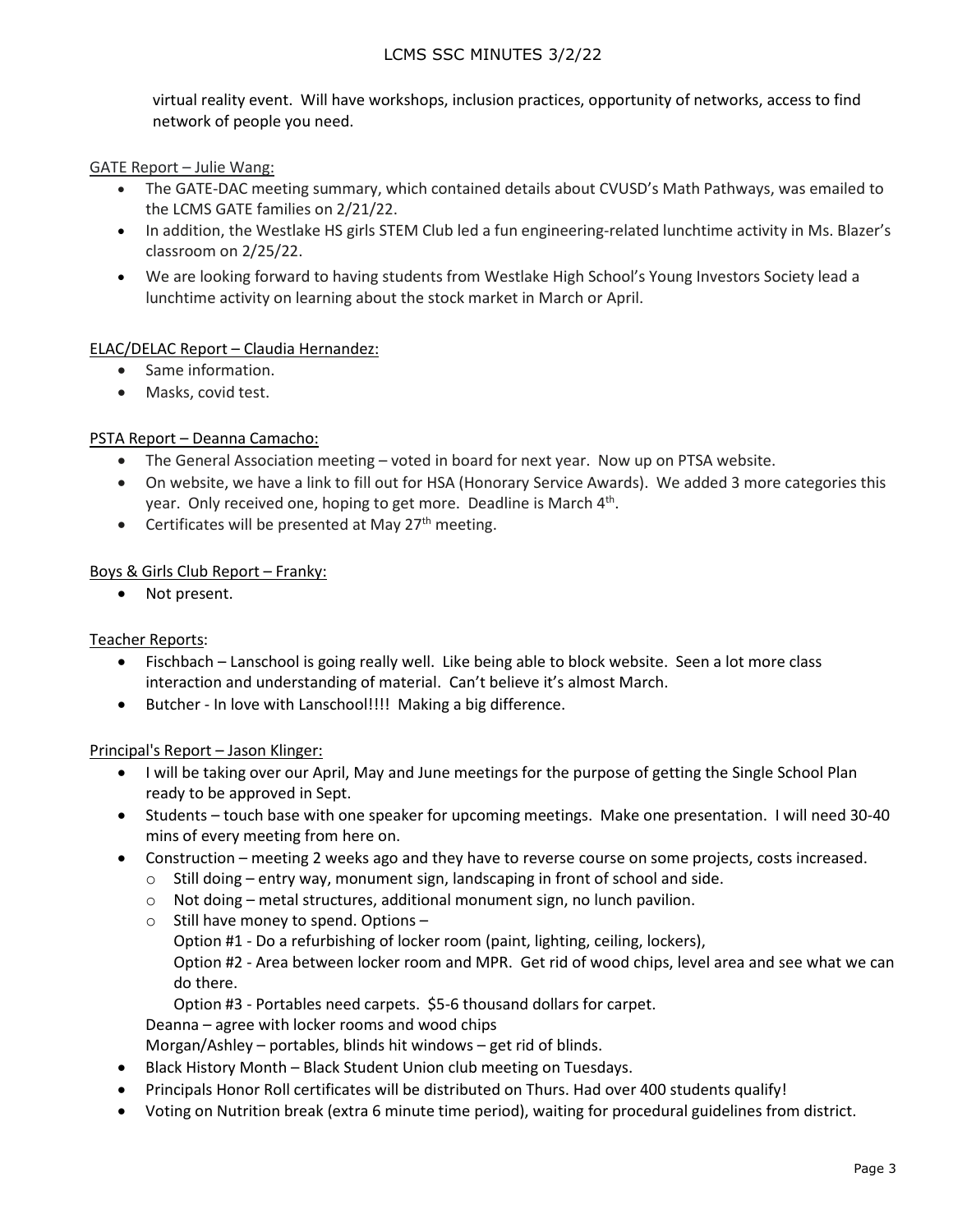virtual reality event. Will have workshops, inclusion practices, opportunity of networks, access to find network of people you need.

GATE Report – Julie Wang:

- The GATE-DAC meeting summary, which contained details about CVUSD's Math Pathways, was emailed to the LCMS GATE families on 2/21/22.
- In addition, the Westlake HS girls STEM Club led a fun engineering-related lunchtime activity in Ms. Blazer's classroom on 2/25/22.
- We are looking forward to having students from Westlake High School's Young Investors Society lead a lunchtime activity on learning about the stock market in March or April.

ELAC/DELAC Report – Claudia Hernandez:

- Same information.
- Masks, covid test.

PSTA Report – Deanna Camacho:

- The General Association meeting – voted in board for next year. Now up on PTSA website.
- On website, we have a link to fill out for HSA (Honorary Service Awards). We added 3 more categories this year. Only received one, hoping to get more. Deadline is March 4th.
- Certificates will be presented at May 27th meeting.

Boys & Girls Club Report – Franky:

- Not present.

Teacher Reports:

- Fischbach – Lanschool is going really well. Like being able to block website. Seen a lot more class interaction and understanding of material. Can't believe it's almost March.
- Butcher - In love with Lanschool!!!! Making a big difference.

Principal's Report – Jason Klinger:

- I will be taking over our April, May and June meetings for the purpose of getting the Single School Plan ready to be approved in Sept.
- Students – touch base with one speaker for upcoming meetings. Make one presentation. I will need 30-40 mins of every meeting from here on.
- Construction – meeting 2 weeks ago and they have to reverse course on some projects, costs increased.
  - Still doing – entry way, monument sign, landscaping in front of school and side.
  - Not doing – metal structures, additional monument sign, no lunch pavilion.
  - Still have money to spend. Options –
    Option #1 - Do a refurbishing of locker room (paint, lighting, ceiling, lockers),
    Option #2 - Area between locker room and MPR. Get rid of wood chips, level area and see what we can do there.
    Option #3 - Portables need carpets. $5-6 thousand dollars for carpet.

  Deanna – agree with locker rooms and wood chips
  Morgan/Ashley – portables, blinds hit windows – get rid of blinds.
- Black History Month – Black Student Union club meeting on Tuesdays.
- Principals Honor Roll certificates will be distributed on Thurs. Had over 400 students qualify!
- Voting on Nutrition break (extra 6 minute time period), waiting for procedural guidelines from district.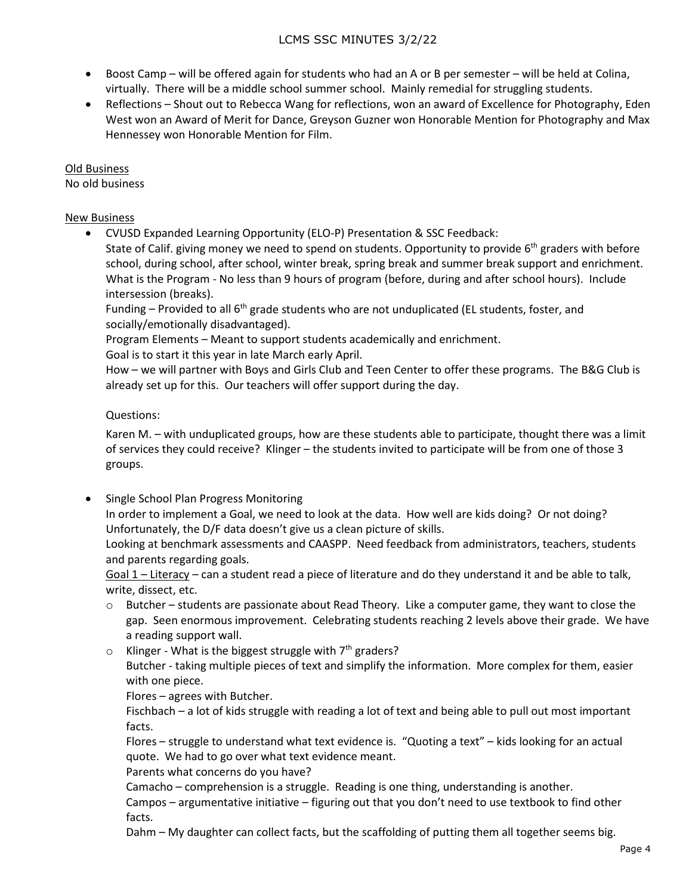- Boost Camp – will be offered again for students who had an A or B per semester – will be held at Colina, virtually. There will be a middle school summer school. Mainly remedial for struggling students.
- Reflections – Shout out to Rebecca Wang for reflections, won an award of Excellence for Photography, Eden West won an Award of Merit for Dance, Greyson Guzner won Honorable Mention for Photography and Max Hennessey won Honorable Mention for Film.

<u>Old Business</u>

No old business

<u>New Business</u>

- CVUSD Expanded Learning Opportunity (ELO-P) Presentation & SSC Feedback:
  State of Calif. giving money we need to spend on students. Opportunity to provide 6th graders with before school, during school, after school, winter break, spring break and summer break support and enrichment. What is the Program - No less than 9 hours of program (before, during and after school hours). Include intersession (breaks).
  Funding – Provided to all 6th grade students who are not unduplicated (EL students, foster, and socially/emotionally disadvantaged).
  Program Elements – Meant to support students academically and enrichment.
  Goal is to start it this year in late March early April.
  How – we will partner with Boys and Girls Club and Teen Center to offer these programs. The B&G Club is already set up for this. Our teachers will offer support during the day.

  Questions:

  Karen M. – with unduplicated groups, how are these students able to participate, thought there was a limit of services they could receive? Klinger – the students invited to participate will be from one of those 3 groups.

- Single School Plan Progress Monitoring
  In order to implement a Goal, we need to look at the data. How well are kids doing? Or not doing? Unfortunately, the D/F data doesn't give us a clean picture of skills.
  Looking at benchmark assessments and CAASPP. Need feedback from administrators, teachers, students and parents regarding goals.
  <u>Goal 1 – Literacy</u> – can a student read a piece of literature and do they understand it and be able to talk, write, dissect, etc.
  - Butcher – students are passionate about Read Theory. Like a computer game, they want to close the gap. Seen enormous improvement. Celebrating students reaching 2 levels above their grade. We have a reading support wall.
  - Klinger - What is the biggest struggle with 7th graders?
    Butcher - taking multiple pieces of text and simplify the information. More complex for them, easier with one piece.
    Flores – agrees with Butcher.
    Fischbach – a lot of kids struggle with reading a lot of text and being able to pull out most important facts.
    Flores – struggle to understand what text evidence is. "Quoting a text" – kids looking for an actual quote. We had to go over what text evidence meant.
    Parents what concerns do you have?
    Camacho – comprehension is a struggle. Reading is one thing, understanding is another.
    Campos – argumentative initiative – figuring out that you don't need to use textbook to find other facts.
    Dahm – My daughter can collect facts, but the scaffolding of putting them all together seems big.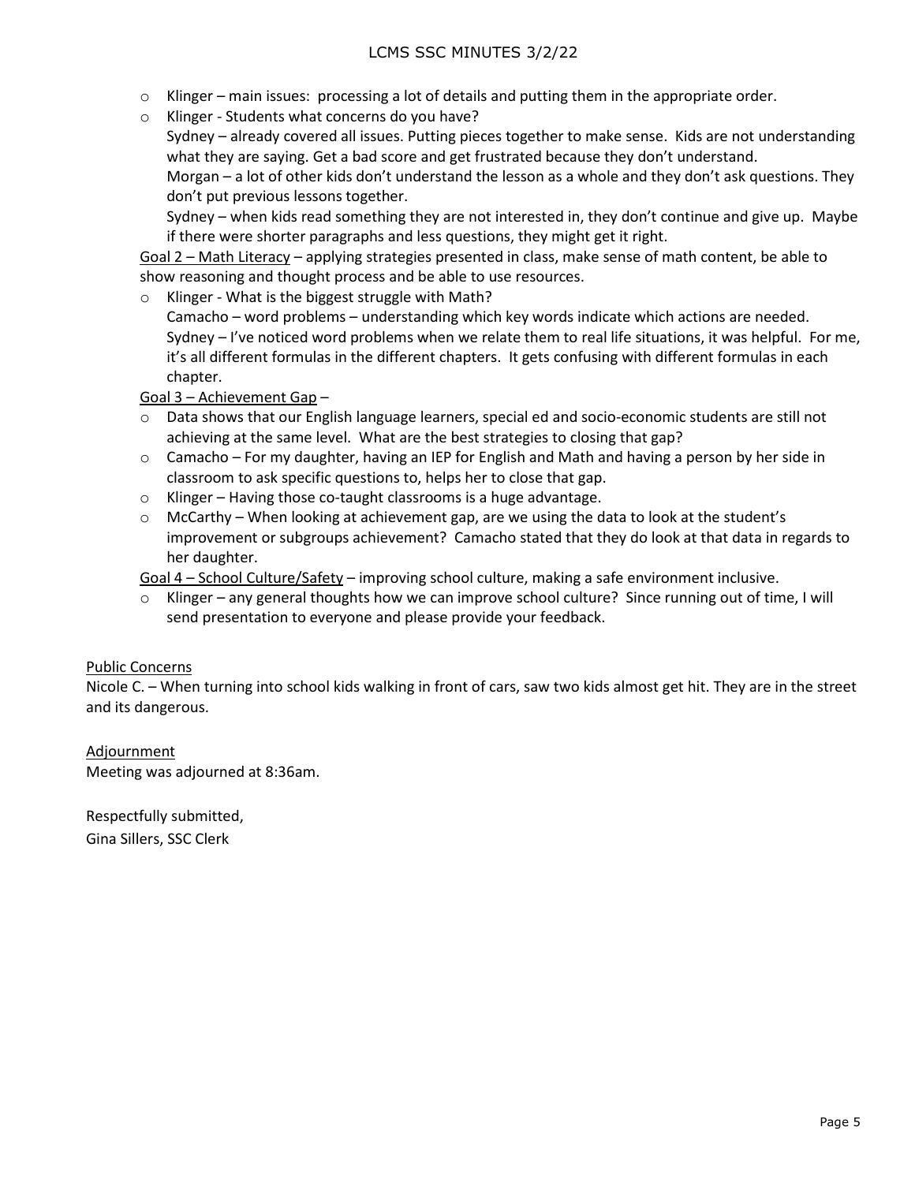- Klinger – main issues: processing a lot of details and putting them in the appropriate order.
- Klinger - Students what concerns do you have?
  Sydney – already covered all issues. Putting pieces together to make sense. Kids are not understanding what they are saying. Get a bad score and get frustrated because they don't understand.
  Morgan – a lot of other kids don't understand the lesson as a whole and they don't ask questions. They don't put previous lessons together.
  Sydney – when kids read something they are not interested in, they don't continue and give up. Maybe if there were shorter paragraphs and less questions, they might get it right.

Goal 2 – Math Literacy – applying strategies presented in class, make sense of math content, be able to show reasoning and thought process and be able to use resources.

- Klinger - What is the biggest struggle with Math?
  Camacho – word problems – understanding which key words indicate which actions are needed.
  Sydney – I've noticed word problems when we relate them to real life situations, it was helpful. For me, it's all different formulas in the different chapters. It gets confusing with different formulas in each chapter.

Goal 3 – Achievement Gap –

- Data shows that our English language learners, special ed and socio-economic students are still not achieving at the same level. What are the best strategies to closing that gap?
- Camacho – For my daughter, having an IEP for English and Math and having a person by her side in classroom to ask specific questions to, helps her to close that gap.
- Klinger – Having those co-taught classrooms is a huge advantage.
- McCarthy – When looking at achievement gap, are we using the data to look at the student's improvement or subgroups achievement? Camacho stated that they do look at that data in regards to her daughter.

Goal 4 – School Culture/Safety – improving school culture, making a safe environment inclusive.

- Klinger – any general thoughts how we can improve school culture? Since running out of time, I will send presentation to everyone and please provide your feedback.

Public Concerns

Nicole C. – When turning into school kids walking in front of cars, saw two kids almost get hit. They are in the street and its dangerous.

Adjournment

Meeting was adjourned at 8:36am.

Respectfully submitted,
Gina Sillers, SSC Clerk